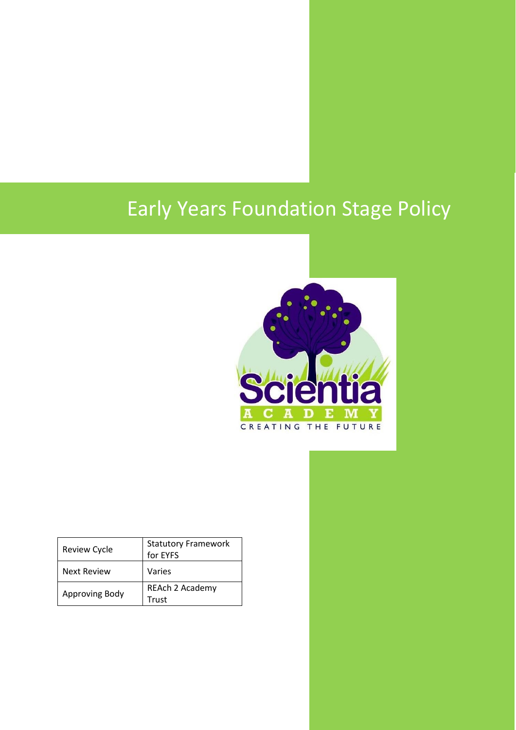# Early Years Foundation Stage Policy

| Review Cycle | Statutory Framework for EYFS |
| --- | --- |
| Next Review | Varies |
| Approving Body | REAch 2 Academy Trust |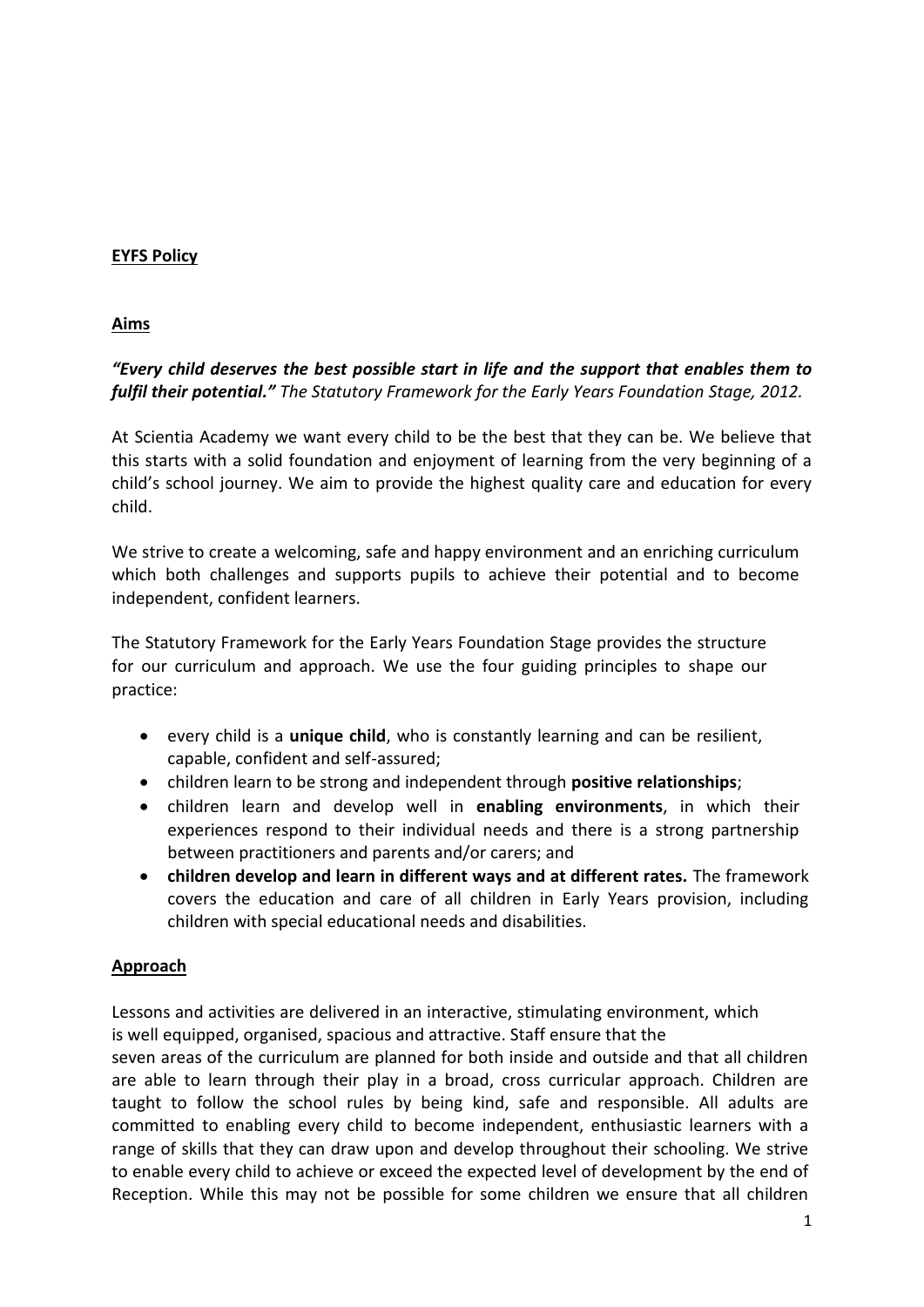## EYFS Policy

## Aims

***"Every child deserves the best possible start in life and the support that enables them to fulfil their potential."*** *The Statutory Framework for the Early Years Foundation Stage, 2012.*

At Scientia Academy we want every child to be the best that they can be. We believe that this starts with a solid foundation and enjoyment of learning from the very beginning of a child's school journey. We aim to provide the highest quality care and education for every child.

We strive to create a welcoming, safe and happy environment and an enriching curriculum which both challenges and supports pupils to achieve their potential and to become independent, confident learners.

The Statutory Framework for the Early Years Foundation Stage provides the structure for our curriculum and approach. We use the four guiding principles to shape our practice:

- every child is a **unique child**, who is constantly learning and can be resilient, capable, confident and self-assured;
- children learn to be strong and independent through **positive relationships**;
- children learn and develop well in **enabling environments**, in which their experiences respond to their individual needs and there is a strong partnership between practitioners and parents and/or carers; and
- **children develop and learn in different ways and at different rates.** The framework covers the education and care of all children in Early Years provision, including children with special educational needs and disabilities.

## Approach

Lessons and activities are delivered in an interactive, stimulating environment, which is well equipped, organised, spacious and attractive. Staff ensure that the seven areas of the curriculum are planned for both inside and outside and that all children are able to learn through their play in a broad, cross curricular approach. Children are taught to follow the school rules by being kind, safe and responsible. All adults are committed to enabling every child to become independent, enthusiastic learners with a range of skills that they can draw upon and develop throughout their schooling. We strive to enable every child to achieve or exceed the expected level of development by the end of Reception. While this may not be possible for some children we ensure that all children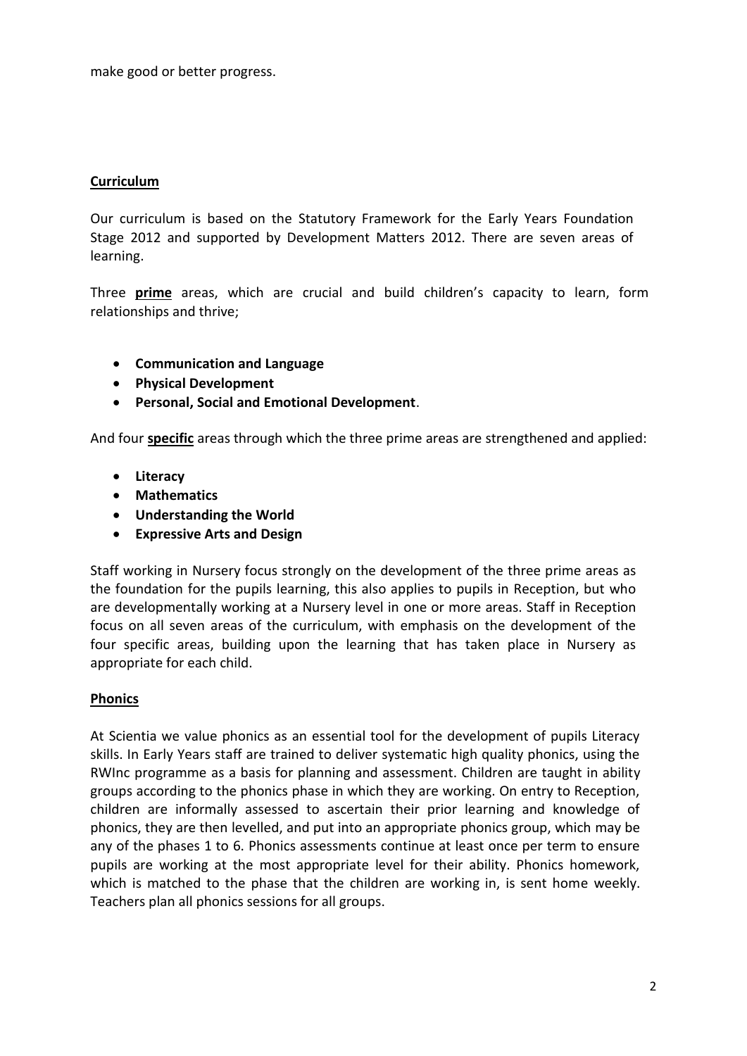make good or better progress.

## Curriculum

Our curriculum is based on the Statutory Framework for the Early Years Foundation Stage 2012 and supported by Development Matters 2012. There are seven areas of learning.

Three **prime** areas, which are crucial and build children's capacity to learn, form relationships and thrive;

- **Communication and Language**
- **Physical Development**
- **Personal, Social and Emotional Development**.

And four **specific** areas through which the three prime areas are strengthened and applied:

- **Literacy**
- **Mathematics**
- **Understanding the World**
- **Expressive Arts and Design**

Staff working in Nursery focus strongly on the development of the three prime areas as the foundation for the pupils learning, this also applies to pupils in Reception, but who are developmentally working at a Nursery level in one or more areas. Staff in Reception focus on all seven areas of the curriculum, with emphasis on the development of the four specific areas, building upon the learning that has taken place in Nursery as appropriate for each child.

## Phonics

At Scientia we value phonics as an essential tool for the development of pupils Literacy skills. In Early Years staff are trained to deliver systematic high quality phonics, using the RWInc programme as a basis for planning and assessment. Children are taught in ability groups according to the phonics phase in which they are working. On entry to Reception, children are informally assessed to ascertain their prior learning and knowledge of phonics, they are then levelled, and put into an appropriate phonics group, which may be any of the phases 1 to 6. Phonics assessments continue at least once per term to ensure pupils are working at the most appropriate level for their ability. Phonics homework, which is matched to the phase that the children are working in, is sent home weekly. Teachers plan all phonics sessions for all groups.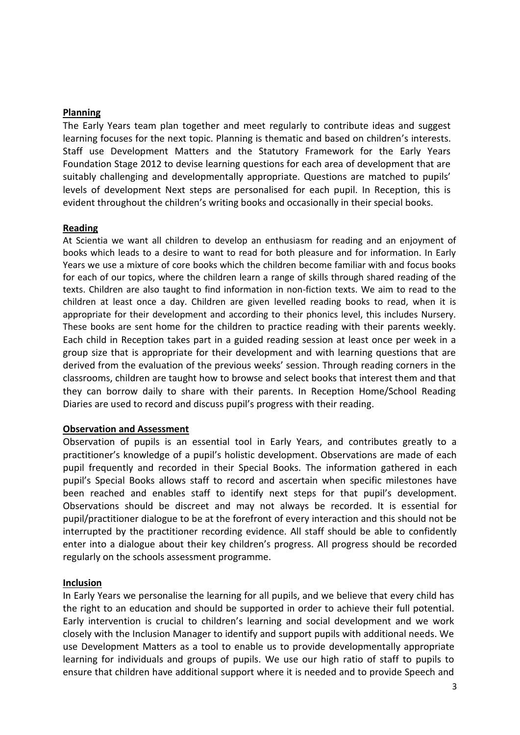**Planning**

The Early Years team plan together and meet regularly to contribute ideas and suggest learning focuses for the next topic. Planning is thematic and based on children's interests. Staff use Development Matters and the Statutory Framework for the Early Years Foundation Stage 2012 to devise learning questions for each area of development that are suitably challenging and developmentally appropriate. Questions are matched to pupils' levels of development Next steps are personalised for each pupil. In Reception, this is evident throughout the children's writing books and occasionally in their special books.

**Reading**

At Scientia we want all children to develop an enthusiasm for reading and an enjoyment of books which leads to a desire to want to read for both pleasure and for information. In Early Years we use a mixture of core books which the children become familiar with and focus books for each of our topics, where the children learn a range of skills through shared reading of the texts. Children are also taught to find information in non-fiction texts. We aim to read to the children at least once a day. Children are given levelled reading books to read, when it is appropriate for their development and according to their phonics level, this includes Nursery. These books are sent home for the children to practice reading with their parents weekly. Each child in Reception takes part in a guided reading session at least once per week in a group size that is appropriate for their development and with learning questions that are derived from the evaluation of the previous weeks' session. Through reading corners in the classrooms, children are taught how to browse and select books that interest them and that they can borrow daily to share with their parents. In Reception Home/School Reading Diaries are used to record and discuss pupil's progress with their reading.

**Observation and Assessment**

Observation of pupils is an essential tool in Early Years, and contributes greatly to a practitioner's knowledge of a pupil's holistic development. Observations are made of each pupil frequently and recorded in their Special Books. The information gathered in each pupil's Special Books allows staff to record and ascertain when specific milestones have been reached and enables staff to identify next steps for that pupil's development. Observations should be discreet and may not always be recorded. It is essential for pupil/practitioner dialogue to be at the forefront of every interaction and this should not be interrupted by the practitioner recording evidence. All staff should be able to confidently enter into a dialogue about their key children's progress. All progress should be recorded regularly on the schools assessment programme.

**Inclusion**

In Early Years we personalise the learning for all pupils, and we believe that every child has the right to an education and should be supported in order to achieve their full potential. Early intervention is crucial to children's learning and social development and we work closely with the Inclusion Manager to identify and support pupils with additional needs. We use Development Matters as a tool to enable us to provide developmentally appropriate learning for individuals and groups of pupils. We use our high ratio of staff to pupils to ensure that children have additional support where it is needed and to provide Speech and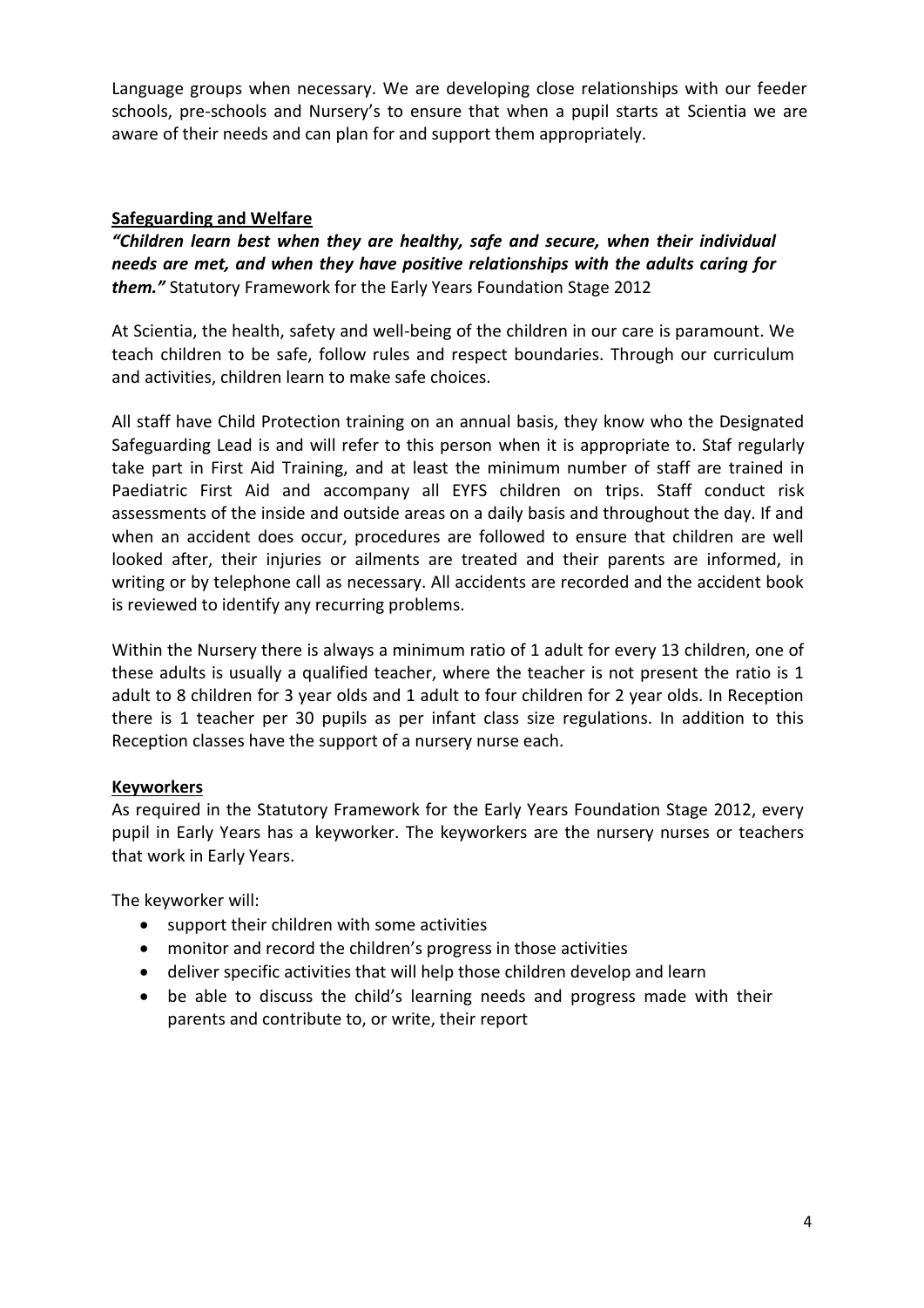Language groups when necessary. We are developing close relationships with our feeder schools, pre-schools and Nursery's to ensure that when a pupil starts at Scientia we are aware of their needs and can plan for and support them appropriately.

## Safeguarding and Welfare

***"Children learn best when they are healthy, safe and secure, when their individual needs are met, and when they have positive relationships with the adults caring for them."*** Statutory Framework for the Early Years Foundation Stage 2012

At Scientia, the health, safety and well-being of the children in our care is paramount. We teach children to be safe, follow rules and respect boundaries. Through our curriculum and activities, children learn to make safe choices.

All staff have Child Protection training on an annual basis, they know who the Designated Safeguarding Lead is and will refer to this person when it is appropriate to. Staf regularly take part in First Aid Training, and at least the minimum number of staff are trained in Paediatric First Aid and accompany all EYFS children on trips. Staff conduct risk assessments of the inside and outside areas on a daily basis and throughout the day. If and when an accident does occur, procedures are followed to ensure that children are well looked after, their injuries or ailments are treated and their parents are informed, in writing or by telephone call as necessary. All accidents are recorded and the accident book is reviewed to identify any recurring problems.

Within the Nursery there is always a minimum ratio of 1 adult for every 13 children, one of these adults is usually a qualified teacher, where the teacher is not present the ratio is 1 adult to 8 children for 3 year olds and 1 adult to four children for 2 year olds. In Reception there is 1 teacher per 30 pupils as per infant class size regulations. In addition to this Reception classes have the support of a nursery nurse each.

## Keyworkers

As required in the Statutory Framework for the Early Years Foundation Stage 2012, every pupil in Early Years has a keyworker. The keyworkers are the nursery nurses or teachers that work in Early Years.

The keyworker will:

- support their children with some activities
- monitor and record the children's progress in those activities
- deliver specific activities that will help those children develop and learn
- be able to discuss the child's learning needs and progress made with their parents and contribute to, or write, their report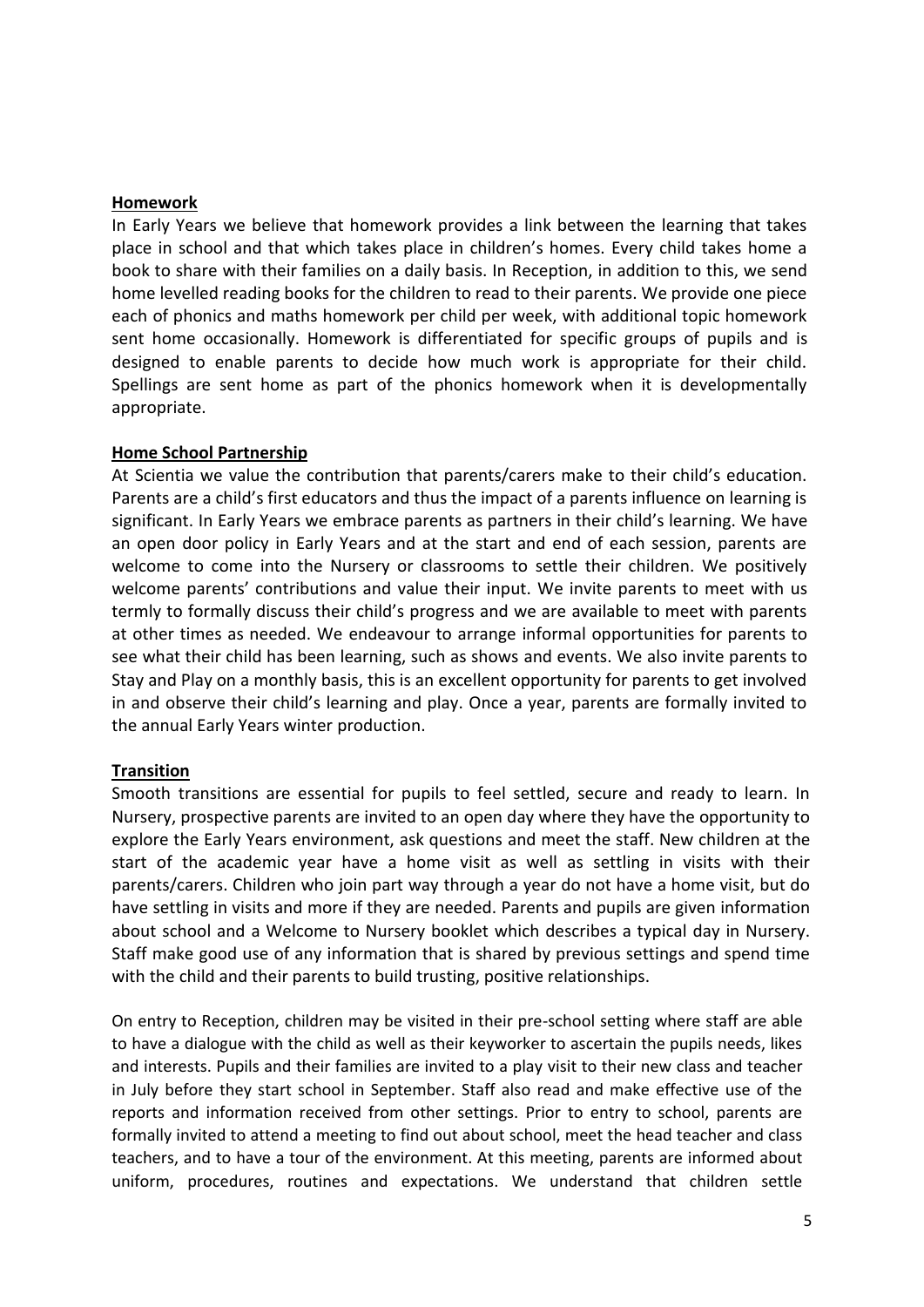**Homework**

In Early Years we believe that homework provides a link between the learning that takes place in school and that which takes place in children's homes. Every child takes home a book to share with their families on a daily basis. In Reception, in addition to this, we send home levelled reading books for the children to read to their parents. We provide one piece each of phonics and maths homework per child per week, with additional topic homework sent home occasionally. Homework is differentiated for specific groups of pupils and is designed to enable parents to decide how much work is appropriate for their child. Spellings are sent home as part of the phonics homework when it is developmentally appropriate.

**Home School Partnership**

At Scientia we value the contribution that parents/carers make to their child's education. Parents are a child's first educators and thus the impact of a parents influence on learning is significant. In Early Years we embrace parents as partners in their child's learning. We have an open door policy in Early Years and at the start and end of each session, parents are welcome to come into the Nursery or classrooms to settle their children. We positively welcome parents' contributions and value their input. We invite parents to meet with us termly to formally discuss their child's progress and we are available to meet with parents at other times as needed. We endeavour to arrange informal opportunities for parents to see what their child has been learning, such as shows and events. We also invite parents to Stay and Play on a monthly basis, this is an excellent opportunity for parents to get involved in and observe their child's learning and play. Once a year, parents are formally invited to the annual Early Years winter production.

**Transition**

Smooth transitions are essential for pupils to feel settled, secure and ready to learn. In Nursery, prospective parents are invited to an open day where they have the opportunity to explore the Early Years environment, ask questions and meet the staff. New children at the start of the academic year have a home visit as well as settling in visits with their parents/carers. Children who join part way through a year do not have a home visit, but do have settling in visits and more if they are needed. Parents and pupils are given information about school and a Welcome to Nursery booklet which describes a typical day in Nursery. Staff make good use of any information that is shared by previous settings and spend time with the child and their parents to build trusting, positive relationships.

On entry to Reception, children may be visited in their pre-school setting where staff are able to have a dialogue with the child as well as their keyworker to ascertain the pupils needs, likes and interests. Pupils and their families are invited to a play visit to their new class and teacher in July before they start school in September. Staff also read and make effective use of the reports and information received from other settings. Prior to entry to school, parents are formally invited to attend a meeting to find out about school, meet the head teacher and class teachers, and to have a tour of the environment. At this meeting, parents are informed about uniform, procedures, routines and expectations. We understand that children settle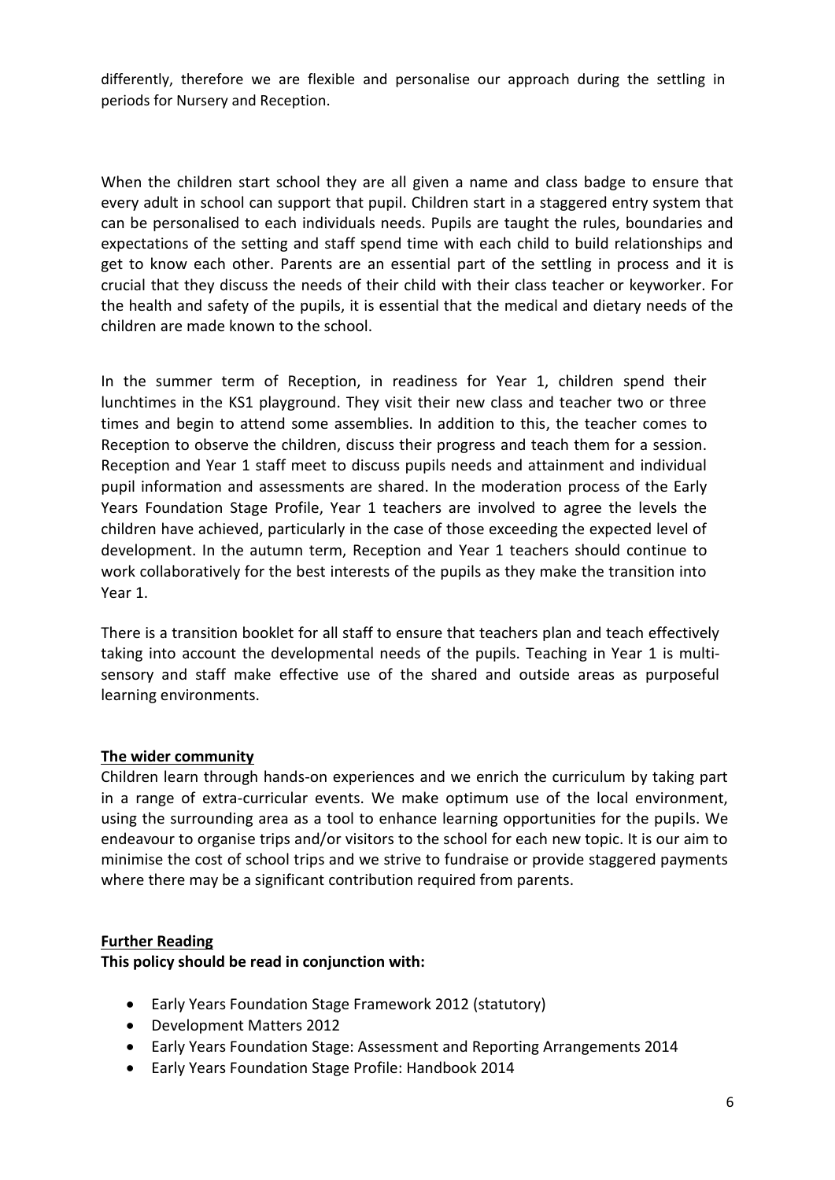differently, therefore we are flexible and personalise our approach during the settling in periods for Nursery and Reception.

When the children start school they are all given a name and class badge to ensure that every adult in school can support that pupil. Children start in a staggered entry system that can be personalised to each individuals needs. Pupils are taught the rules, boundaries and expectations of the setting and staff spend time with each child to build relationships and get to know each other. Parents are an essential part of the settling in process and it is crucial that they discuss the needs of their child with their class teacher or keyworker. For the health and safety of the pupils, it is essential that the medical and dietary needs of the children are made known to the school.

In the summer term of Reception, in readiness for Year 1, children spend their lunchtimes in the KS1 playground. They visit their new class and teacher two or three times and begin to attend some assemblies. In addition to this, the teacher comes to Reception to observe the children, discuss their progress and teach them for a session. Reception and Year 1 staff meet to discuss pupils needs and attainment and individual pupil information and assessments are shared. In the moderation process of the Early Years Foundation Stage Profile, Year 1 teachers are involved to agree the levels the children have achieved, particularly in the case of those exceeding the expected level of development. In the autumn term, Reception and Year 1 teachers should continue to work collaboratively for the best interests of the pupils as they make the transition into Year 1.

There is a transition booklet for all staff to ensure that teachers plan and teach effectively taking into account the developmental needs of the pupils. Teaching in Year 1 is multi-sensory and staff make effective use of the shared and outside areas as purposeful learning environments.

## The wider community

Children learn through hands-on experiences and we enrich the curriculum by taking part in a range of extra-curricular events. We make optimum use of the local environment, using the surrounding area as a tool to enhance learning opportunities for the pupils. We endeavour to organise trips and/or visitors to the school for each new topic. It is our aim to minimise the cost of school trips and we strive to fundraise or provide staggered payments where there may be a significant contribution required from parents.

## Further Reading

**This policy should be read in conjunction with:**

- Early Years Foundation Stage Framework 2012 (statutory)
- Development Matters 2012
- Early Years Foundation Stage: Assessment and Reporting Arrangements 2014
- Early Years Foundation Stage Profile: Handbook 2014